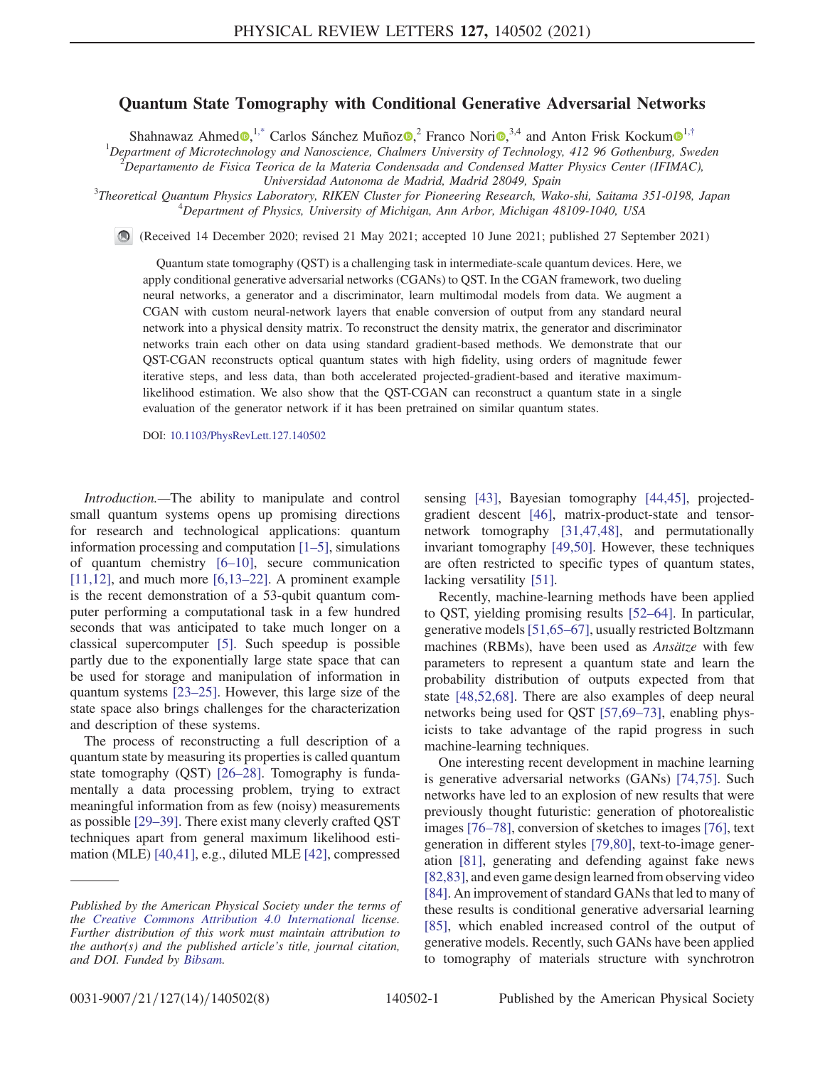# Quantum State Tomography with Conditional Generative Adversarial Networks

Shahnawaz Ahmed [1,*] Carlos Sánchez Muñoz [2] Franco Nori [3,4] and Anton Frisk Kockum [1,†]

[1] Department of Microtechnology and Nanoscience, Chalmers University of Technology, 412 96 Gothenburg, Sweden
[2] Departamento de Fisica Teorica de la Materia Condensada and Condensed Matter Physics Center (IFIMAC), Universidad Autonoma de Madrid, Madrid 28049, Spain
[3] Theoretical Quantum Physics Laboratory, RIKEN Cluster for Pioneering Research, Wako-shi, Saitama 351-0198, Japan
[4] Department of Physics, University of Michigan, Ann Arbor, Michigan 48109-1040, USA

(Received 14 December 2020; revised 21 May 2021; accepted 10 June 2021; published 27 September 2021)

Quantum state tomography (QST) is a challenging task in intermediate-scale quantum devices. Here, we apply conditional generative adversarial networks (CGANs) to QST. In the CGAN framework, two dueling neural networks, a generator and a discriminator, learn multimodal models from data. We augment a CGAN with custom neural-network layers that enable conversion of output from any standard neural network into a physical density matrix. To reconstruct the density matrix, the generator and discriminator networks train each other on data using standard gradient-based methods. We demonstrate that our QST-CGAN reconstructs optical quantum states with high fidelity, using orders of magnitude fewer iterative steps, and less data, than both accelerated projected-gradient-based and iterative maximum-likelihood estimation. We also show that the QST-CGAN can reconstruct a quantum state in a single evaluation of the generator network if it has been pretrained on similar quantum states.

DOI: 10.1103/PhysRevLett.127.140502

*Introduction.*—The ability to manipulate and control small quantum systems opens up promising directions for research and technological applications: quantum information processing and computation [1–5], simulations of quantum chemistry [6–10], secure communication [11,12], and much more [6,13–22]. A prominent example is the recent demonstration of a 53-qubit quantum computer performing a computational task in a few hundred seconds that was anticipated to take much longer on a classical supercomputer [5]. Such speedup is possible partly due to the exponentially large state space that can be used for storage and manipulation of information in quantum systems [23–25]. However, this large size of the state space also brings challenges for the characterization and description of these systems.

The process of reconstructing a full description of a quantum state by measuring its properties is called quantum state tomography (QST) [26–28]. Tomography is fundamentally a data processing problem, trying to extract meaningful information from as few (noisy) measurements as possible [29–39]. There exist many cleverly crafted QST techniques apart from general maximum likelihood estimation (MLE) [40,41], e.g., diluted MLE [42], compressed sensing [43], Bayesian tomography [44,45], projected-gradient descent [46], matrix-product-state and tensor-network tomography [31,47,48], and permutationally invariant tomography [49,50]. However, these techniques are often restricted to specific types of quantum states, lacking versatility [51].

Recently, machine-learning methods have been applied to QST, yielding promising results [52–64]. In particular, generative models [51,65–67], usually restricted Boltzmann machines (RBMs), have been used as *Ansätze* with few parameters to represent a quantum state and learn the probability distribution of outputs expected from that state [48,52,68]. There are also examples of deep neural networks being used for QST [57,69–73], enabling physicists to take advantage of the rapid progress in such machine-learning techniques.

One interesting recent development in machine learning is generative adversarial networks (GANs) [74,75]. Such networks have led to an explosion of new results that were previously thought futuristic: generation of photorealistic images [76–78], conversion of sketches to images [76], text generation in different styles [79,80], text-to-image generation [81], generating and defending against fake news [82,83], and even game design learned from observing video [84]. An improvement of standard GANs that led to many of these results is conditional generative adversarial learning [85], which enabled increased control of the output of generative models. Recently, such GANs have been applied to tomography of materials structure with synchrotron

*Published by the American Physical Society under the terms of the Creative Commons Attribution 4.0 International license. Further distribution of this work must maintain attribution to the author(s) and the published article's title, journal citation, and DOI. Funded by Bibsam.*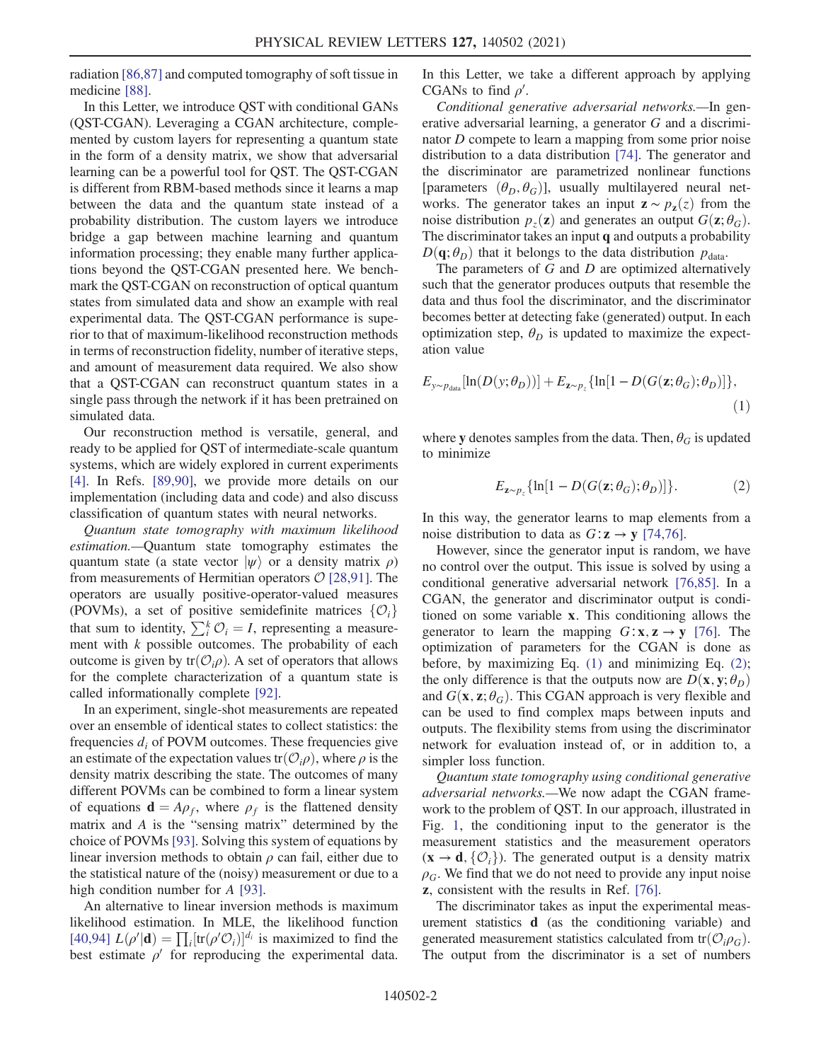radiation [86,87] and computed tomography of soft tissue in medicine [88].

In this Letter, we introduce QST with conditional GANs (QST-CGAN). Leveraging a CGAN architecture, complemented by custom layers for representing a quantum state in the form of a density matrix, we show that adversarial learning can be a powerful tool for QST. The QST-CGAN is different from RBM-based methods since it learns a map between the data and the quantum state instead of a probability distribution. The custom layers we introduce bridge a gap between machine learning and quantum information processing; they enable many further applications beyond the QST-CGAN presented here. We benchmark the QST-CGAN on reconstruction of optical quantum states from simulated data and show an example with real experimental data. The QST-CGAN performance is superior to that of maximum-likelihood reconstruction methods in terms of reconstruction fidelity, number of iterative steps, and amount of measurement data required. We also show that a QST-CGAN can reconstruct quantum states in a single pass through the network if it has been pretrained on simulated data.

Our reconstruction method is versatile, general, and ready to be applied for QST of intermediate-scale quantum systems, which are widely explored in current experiments [4]. In Refs. [89,90], we provide more details on our implementation (including data and code) and also discuss classification of quantum states with neural networks.

*Quantum state tomography with maximum likelihood estimation.*—Quantum state tomography estimates the quantum state (a state vector $|\psi\rangle$ or a density matrix $\rho$) from measurements of Hermitian operators $\mathcal{O}$ [28,91]. The operators are usually positive-operator-valued measures (POVMs), a set of positive semidefinite matrices $\{\mathcal{O}_i\}$ that sum to identity, $\sum_i^k \mathcal{O}_i = I$, representing a measurement with $k$ possible outcomes. The probability of each outcome is given by $\mathrm{tr}(\mathcal{O}_i\rho)$. A set of operators that allows for the complete characterization of a quantum state is called informationally complete [92].

In an experiment, single-shot measurements are repeated over an ensemble of identical states to collect statistics: the frequencies $d_i$ of POVM outcomes. These frequencies give an estimate of the expectation values $\mathrm{tr}(\mathcal{O}_i\rho)$, where $\rho$ is the density matrix describing the state. The outcomes of many different POVMs can be combined to form a linear system of equations $\mathbf{d} = A\rho_f$, where $\rho_f$ is the flattened density matrix and $A$ is the "sensing matrix" determined by the choice of POVMs [93]. Solving this system of equations by linear inversion methods to obtain $\rho$ can fail, either due to the statistical nature of the (noisy) measurement or due to a high condition number for $A$ [93].

An alternative to linear inversion methods is maximum likelihood estimation. In MLE, the likelihood function [40,94] $L(\rho'|\mathbf{d}) = \prod_i [\mathrm{tr}(\rho'\mathcal{O}_i)]^{d_i}$ is maximized to find the best estimate $\rho'$ for reproducing the experimental data. In this Letter, we take a different approach by applying CGANs to find $\rho'$.

*Conditional generative adversarial networks.*—In generative adversarial learning, a generator $G$ and a discriminator $D$ compete to learn a mapping from some prior noise distribution to a data distribution [74]. The generator and the discriminator are parametrized nonlinear functions [parameters $(\theta_D, \theta_G)$], usually multilayered neural networks. The generator takes an input $\mathbf{z} \sim p_{\mathbf{z}}(z)$ from the noise distribution $p_z(\mathbf{z})$ and generates an output $G(\mathbf{z}; \theta_G)$. The discriminator takes an input $\mathbf{q}$ and outputs a probability $D(\mathbf{q}; \theta_D)$ that it belongs to the data distribution $p_{\text{data}}$.

The parameters of $G$ and $D$ are optimized alternatively such that the generator produces outputs that resemble the data and thus fool the discriminator, and the discriminator becomes better at detecting fake (generated) output. In each optimization step, $\theta_D$ is updated to maximize the expectation value

$$E_{y\sim p_{\text{data}}}[\ln(D(y;\theta_D))] + E_{\mathbf{z}\sim p_z}\{\ln[1 - D(G(\mathbf{z};\theta_G);\theta_D)]\}, \tag{1}$$

where $\mathbf{y}$ denotes samples from the data. Then, $\theta_G$ is updated to minimize

$$E_{\mathbf{z}\sim p_z}\{\ln[1 - D(G(\mathbf{z};\theta_G);\theta_D)]\}. \tag{2}$$

In this way, the generator learns to map elements from a noise distribution to data as $G: \mathbf{z} \to \mathbf{y}$ [74,76].

However, since the generator input is random, we have no control over the output. This issue is solved by using a conditional generative adversarial network [76,85]. In a CGAN, the generator and discriminator output is conditioned on some variable $\mathbf{x}$. This conditioning allows the generator to learn the mapping $G: \mathbf{x}, \mathbf{z} \to \mathbf{y}$ [76]. The optimization of parameters for the CGAN is done as before, by maximizing Eq. (1) and minimizing Eq. (2); the only difference is that the outputs now are $D(\mathbf{x}, \mathbf{y}; \theta_D)$ and $G(\mathbf{x}, \mathbf{z}; \theta_G)$. This CGAN approach is very flexible and can be used to find complex maps between inputs and outputs. The flexibility stems from using the discriminator network for evaluation instead of, or in addition to, a simpler loss function.

*Quantum state tomography using conditional generative adversarial networks.*—We now adapt the CGAN framework to the problem of QST. In our approach, illustrated in Fig. 1, the conditioning input to the generator is the measurement statistics and the measurement operators $(\mathbf{x} \to \mathbf{d}, \{\mathcal{O}_i\})$. The generated output is a density matrix $\rho_G$. We find that we do not need to provide any input noise $\mathbf{z}$, consistent with the results in Ref. [76].

The discriminator takes as input the experimental measurement statistics $\mathbf{d}$ (as the conditioning variable) and generated measurement statistics calculated from $\mathrm{tr}(\mathcal{O}_i\rho_G)$. The output from the discriminator is a set of numbers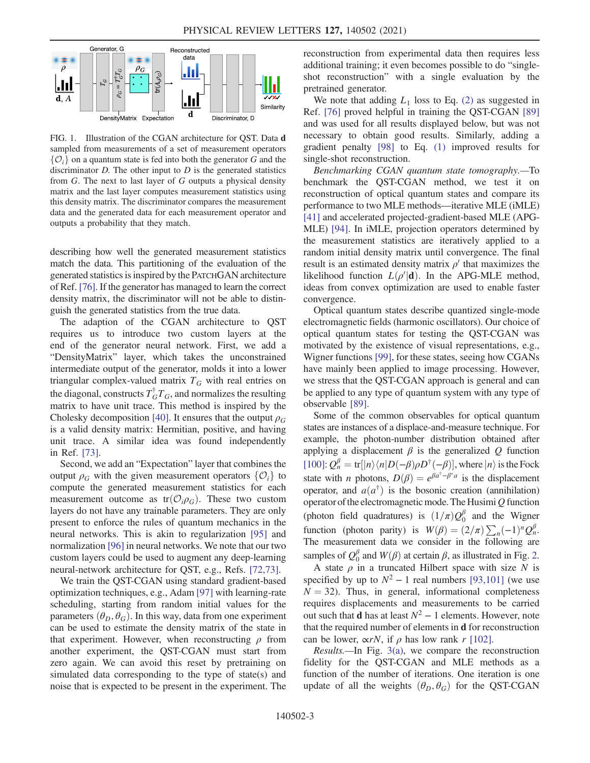FIG. 1. Illustration of the CGAN architecture for QST. Data $\mathbf{d}$ sampled from measurements of a set of measurement operators $\{\mathcal{O}_i\}$ on a quantum state is fed into both the generator $G$ and the discriminator $D$. The other input to $D$ is the generated statistics from $G$. The next to last layer of $G$ outputs a physical density matrix and the last layer computes measurement statistics using this density matrix. The discriminator compares the measurement data and the generated data for each measurement operator and outputs a probability that they match.

describing how well the generated measurement statistics match the data. This partitioning of the evaluation of the generated statistics is inspired by the PatchGAN architecture of Ref. [76]. If the generator has managed to learn the correct density matrix, the discriminator will not be able to distinguish the generated statistics from the true data.

The adaption of the CGAN architecture to QST requires us to introduce two custom layers at the end of the generator neural network. First, we add a "DensityMatrix" layer, which takes the unconstrained intermediate output of the generator, molds it into a lower triangular complex-valued matrix $T_G$ with real entries on the diagonal, constructs $T_G^\dagger T_G$, and normalizes the resulting matrix to have unit trace. This method is inspired by the Cholesky decomposition [40]. It ensures that the output $\rho_G$ is a valid density matrix: Hermitian, positive, and having unit trace. A similar idea was found independently in Ref. [73].

Second, we add an "Expectation" layer that combines the output $\rho_G$ with the given measurement operators $\{\mathcal{O}_i\}$ to compute the generated measurement statistics for each measurement outcome as $\mathrm{tr}(\mathcal{O}_i\rho_G)$. These two custom layers do not have any trainable parameters. They are only present to enforce the rules of quantum mechanics in the neural networks. This is akin to regularization [95] and normalization [96] in neural networks. We note that our two custom layers could be used to augment any deep-learning neural-network architecture for QST, e.g., Refs. [72,73].

We train the QST-CGAN using standard gradient-based optimization techniques, e.g., Adam [97] with learning-rate scheduling, starting from random initial values for the parameters $(\theta_D, \theta_G)$. In this way, data from one experiment can be used to estimate the density matrix of the state in that experiment. However, when reconstructing $\rho$ from another experiment, the QST-CGAN must start from zero again. We can avoid this reset by pretraining on simulated data corresponding to the type of state(s) and noise that is expected to be present in the experiment. The reconstruction from experimental data then requires less additional training; it even becomes possible to do "single-shot reconstruction" with a single evaluation by the pretrained generator.

We note that adding $L_1$ loss to Eq. (2) as suggested in Ref. [76] proved helpful in training the QST-CGAN [89] and was used for all results displayed below, but was not necessary to obtain good results. Similarly, adding a gradient penalty [98] to Eq. (1) improved results for single-shot reconstruction.

*Benchmarking CGAN quantum state tomography.*—To benchmark the QST-CGAN method, we test it on reconstruction of optical quantum states and compare its performance to two MLE methods—iterative MLE (iMLE) [41] and accelerated projected-gradient-based MLE (APG-MLE) [94]. In iMLE, projection operators determined by the measurement statistics are iteratively applied to a random initial density matrix until convergence. The final result is an estimated density matrix $\rho'$ that maximizes the likelihood function $L(\rho'|\mathbf{d})$. In the APG-MLE method, ideas from convex optimization are used to enable faster convergence.

Optical quantum states describe quantized single-mode electromagnetic fields (harmonic oscillators). Our choice of optical quantum states for testing the QST-CGAN was motivated by the existence of visual representations, e.g., Wigner functions [99], for these states, seeing how CGANs have mainly been applied to image processing. However, we stress that the QST-CGAN approach is general and can be applied to any type of quantum system with any type of observable [89].

Some of the common observables for optical quantum states are instances of a displace-and-measure technique. For example, the photon-number distribution obtained after applying a displacement $\beta$ is the generalized $Q$ function [100]: $Q_n^\beta = \mathrm{tr}[|n\rangle\langle n|D(-\beta)\rho D^\dagger(-\beta)]$, where $|n\rangle$ is the Fock state with $n$ photons, $D(\beta) = e^{\beta a^\dagger - \beta^* a}$ is the displacement operator, and $a(a^\dagger)$ is the bosonic creation (annihilation) operator of the electromagnetic mode. The Husimi $Q$ function (photon field quadratures) is $(1/\pi)Q_0^\beta$ and the Wigner function (photon parity) is $W(\beta) = (2/\pi)\sum_n (-1)^n Q_n^\beta$. The measurement data we consider in the following are samples of $Q_0^\beta$ and $W(\beta)$ at certain $\beta$, as illustrated in Fig. 2.

A state $\rho$ in a truncated Hilbert space with size $N$ is specified by up to $N^2 - 1$ real numbers [93,101] (we use $N = 32$). Thus, in general, informational completeness requires displacements and measurements to be carried out such that $\mathbf{d}$ has at least $N^2 - 1$ elements. However, note that the required number of elements in $\mathbf{d}$ for reconstruction can be lower, $\propto rN$, if $\rho$ has low rank $r$ [102].

*Results.*—In Fig. 3(a), we compare the reconstruction fidelity for the QST-CGAN and MLE methods as a function of the number of iterations. One iteration is one update of all the weights $(\theta_D, \theta_G)$ for the QST-CGAN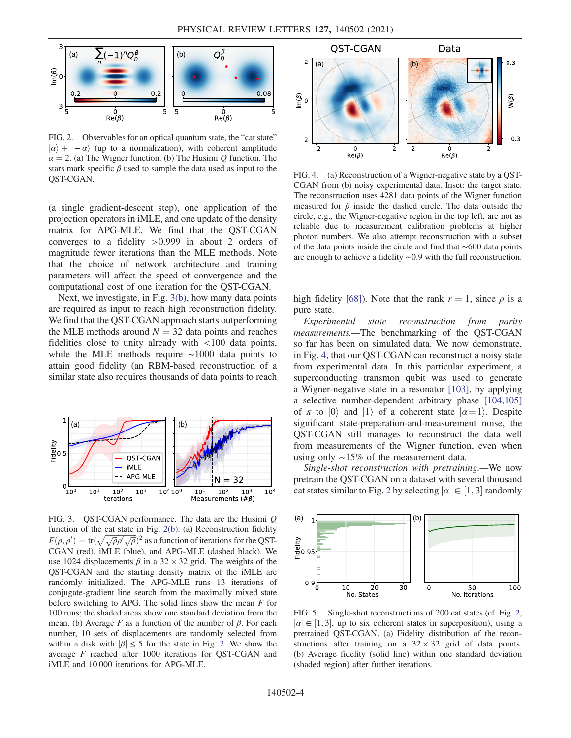FIG. 2. Observables for an optical quantum state, the "cat state" $|\alpha\rangle + |-\alpha\rangle$ (up to a normalization), with coherent amplitude $\alpha = 2$. (a) The Wigner function. (b) The Husimi $Q$ function. The stars mark specific $\beta$ used to sample the data used as input to the QST-CGAN.

(a single gradient-descent step), one application of the projection operators in iMLE, and one update of the density matrix for APG-MLE. We find that the QST-CGAN converges to a fidelity $>0.999$ in about 2 orders of magnitude fewer iterations than the MLE methods. Note that the choice of network architecture and training parameters will affect the speed of convergence and the computational cost of one iteration for the QST-CGAN.

Next, we investigate, in Fig. 3(b), how many data points are required as input to reach high reconstruction fidelity. We find that the QST-CGAN approach starts outperforming the MLE methods around $N = 32$ data points and reaches fidelities close to unity already with $<100$ data points, while the MLE methods require $\sim 1000$ data points to attain good fidelity (an RBM-based reconstruction of a similar state also requires thousands of data points to reach high fidelity [68]). Note that the rank $r = 1$, since $\rho$ is a pure state.

FIG. 3. QST-CGAN performance. The data are the Husimi $Q$ function of the cat state in Fig. 2(b). (a) Reconstruction fidelity $F(\rho, \rho') = \mathrm{tr}(\sqrt{\sqrt{\rho}\rho'\sqrt{\rho}})^2$ as a function of iterations for the QST-CGAN (red), iMLE (blue), and APG-MLE (dashed black). We use 1024 displacements $\beta$ in a $32 \times 32$ grid. The weights of the QST-CGAN and the starting density matrix of the iMLE are randomly initialized. The APG-MLE runs 13 iterations of conjugate-gradient line search from the maximally mixed state before switching to APG. The solid lines show the mean $F$ for 100 runs; the shaded areas show one standard deviation from the mean. (b) Average $F$ as a function of the number of $\beta$. For each number, 10 sets of displacements are randomly selected from within a disk with $|\beta| \leq 5$ for the state in Fig. 2. We show the average $F$ reached after 1000 iterations for QST-CGAN and iMLE and 10 000 iterations for APG-MLE.

FIG. 4. (a) Reconstruction of a Wigner-negative state by a QST-CGAN from (b) noisy experimental data. Inset: the target state. The reconstruction uses 4281 data points of the Wigner function measured for $\beta$ inside the dashed circle. The data outside the circle, e.g., the Wigner-negative region in the top left, are not as reliable due to measurement calibration problems at higher photon numbers. We also attempt reconstruction with a subset of the data points inside the circle and find that $\sim$600 data points are enough to achieve a fidelity $\sim$0.9 with the full reconstruction.

*Experimental state reconstruction from parity measurements.*—The benchmarking of the QST-CGAN so far has been on simulated data. We now demonstrate, in Fig. 4, that our QST-CGAN can reconstruct a noisy state from experimental data. In this particular experiment, a superconducting transmon qubit was used to generate a Wigner-negative state in a resonator [103], by applying a selective number-dependent arbitrary phase [104,105] of $\pi$ to $|0\rangle$ and $|1\rangle$ of a coherent state $|\alpha = 1\rangle$. Despite significant state-preparation-and-measurement noise, the QST-CGAN still manages to reconstruct the data well from measurements of the Wigner function, even when using only $\sim$15% of the measurement data.

*Single-shot reconstruction with pretraining.*—We now pretrain the QST-CGAN on a dataset with several thousand cat states similar to Fig. 2 by selecting $|\alpha| \in [1, 3]$ randomly

FIG. 5. Single-shot reconstructions of 200 cat states (cf. Fig. 2, $|\alpha| \in [1, 3]$, up to six coherent states in superposition), using a pretrained QST-CGAN. (a) Fidelity distribution of the reconstructions after training on a $32 \times 32$ grid of data points. (b) Average fidelity (solid line) within one standard deviation (shaded region) after further iterations.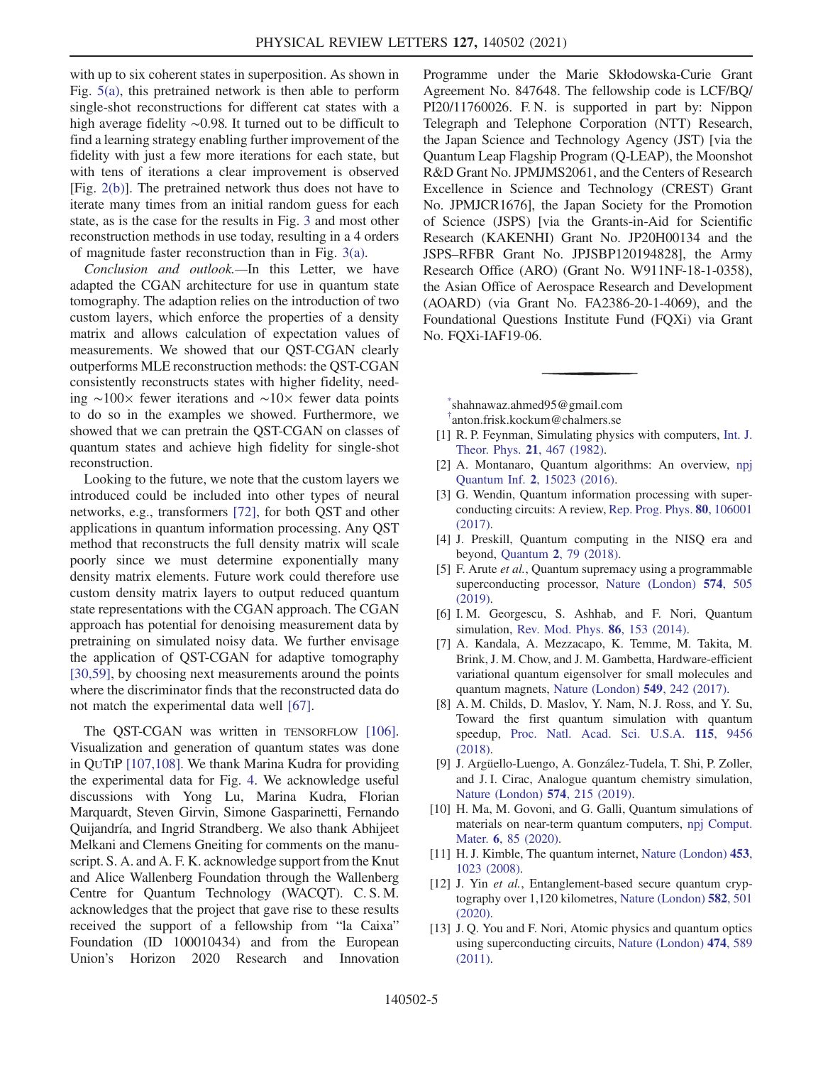with up to six coherent states in superposition. As shown in Fig. 5(a), this pretrained network is then able to perform single-shot reconstructions for different cat states with a high average fidelity ∼0.98. It turned out to be difficult to find a learning strategy enabling further improvement of the fidelity with just a few more iterations for each state, but with tens of iterations a clear improvement is observed [Fig. 2(b)]. The pretrained network thus does not have to iterate many times from an initial random guess for each state, as is the case for the results in Fig. 3 and most other reconstruction methods in use today, resulting in a 4 orders of magnitude faster reconstruction than in Fig. 3(a).

*Conclusion and outlook.*—In this Letter, we have adapted the CGAN architecture for use in quantum state tomography. The adaption relies on the introduction of two custom layers, which enforce the properties of a density matrix and allows calculation of expectation values of measurements. We showed that our QST-CGAN clearly outperforms MLE reconstruction methods: the QST-CGAN consistently reconstructs states with higher fidelity, needing ∼100× fewer iterations and ∼10× fewer data points to do so in the examples we showed. Furthermore, we showed that we can pretrain the QST-CGAN on classes of quantum states and achieve high fidelity for single-shot reconstruction.

Looking to the future, we note that the custom layers we introduced could be included into other types of neural networks, e.g., transformers [72], for both QST and other applications in quantum information processing. Any QST method that reconstructs the full density matrix will scale poorly since we must determine exponentially many density matrix elements. Future work could therefore use custom density matrix layers to output reduced quantum state representations with the CGAN approach. The CGAN approach has potential for denoising measurement data by pretraining on simulated noisy data. We further envisage the application of QST-CGAN for adaptive tomography [30,59], by choosing next measurements around the points where the discriminator finds that the reconstructed data do not match the experimental data well [67].

The QST-CGAN was written in TENSORFLOW [106]. Visualization and generation of quantum states was done in QuTiP [107,108]. We thank Marina Kudra for providing the experimental data for Fig. 4. We acknowledge useful discussions with Yong Lu, Marina Kudra, Florian Marquardt, Steven Girvin, Simone Gasparinetti, Fernando Quijandría, and Ingrid Strandberg. We also thank Abhijeet Melkani and Clemens Gneiting for comments on the manuscript. S. A. and A. F. K. acknowledge support from the Knut and Alice Wallenberg Foundation through the Wallenberg Centre for Quantum Technology (WACQT). C. S. M. acknowledges that the project that gave rise to these results received the support of a fellowship from "la Caixa" Foundation (ID 100010434) and from the European Union's Horizon 2020 Research and Innovation Programme under the Marie Skłodowska-Curie Grant Agreement No. 847648. The fellowship code is LCF/BQ/PI20/11760026. F. N. is supported in part by: Nippon Telegraph and Telephone Corporation (NTT) Research, the Japan Science and Technology Agency (JST) [via the Quantum Leap Flagship Program (Q-LEAP), the Moonshot R&D Grant No. JPMJMS2061, and the Centers of Research Excellence in Science and Technology (CREST) Grant No. JPMJCR1676], the Japan Society for the Promotion of Science (JSPS) [via the Grants-in-Aid for Scientific Research (KAKENHI) Grant No. JP20H00134 and the JSPS–RFBR Grant No. JPJSBP120194828], the Army Research Office (ARO) (Grant No. W911NF-18-1-0358), the Asian Office of Aerospace Research and Development (AOARD) (via Grant No. FA2386-20-1-4069), and the Foundational Questions Institute Fund (FQXi) via Grant No. FQXi-IAF19-06.

---

[*] shahnawaz.ahmed95@gmail.com

[†] anton.frisk.kockum@chalmers.se

[1] R. P. Feynman, Simulating physics with computers, Int. J. Theor. Phys. **21**, 467 (1982).

[2] A. Montanaro, Quantum algorithms: An overview, npj Quantum Inf. **2**, 15023 (2016).

[3] G. Wendin, Quantum information processing with superconducting circuits: A review, Rep. Prog. Phys. **80**, 106001 (2017).

[4] J. Preskill, Quantum computing in the NISQ era and beyond, Quantum **2**, 79 (2018).

[5] F. Arute *et al.*, Quantum supremacy using a programmable superconducting processor, Nature (London) **574**, 505 (2019).

[6] I. M. Georgescu, S. Ashhab, and F. Nori, Quantum simulation, Rev. Mod. Phys. **86**, 153 (2014).

[7] A. Kandala, A. Mezzacapo, K. Temme, M. Takita, M. Brink, J. M. Chow, and J. M. Gambetta, Hardware-efficient variational quantum eigensolver for small molecules and quantum magnets, Nature (London) **549**, 242 (2017).

[8] A. M. Childs, D. Maslov, Y. Nam, N. J. Ross, and Y. Su, Toward the first quantum simulation with quantum speedup, Proc. Natl. Acad. Sci. U.S.A. **115**, 9456 (2018).

[9] J. Argüello-Luengo, A. González-Tudela, T. Shi, P. Zoller, and J. I. Cirac, Analogue quantum chemistry simulation, Nature (London) **574**, 215 (2019).

[10] H. Ma, M. Govoni, and G. Galli, Quantum simulations of materials on near-term quantum computers, npj Comput. Mater. **6**, 85 (2020).

[11] H. J. Kimble, The quantum internet, Nature (London) **453**, 1023 (2008).

[12] J. Yin *et al.*, Entanglement-based secure quantum cryptography over 1,120 kilometres, Nature (London) **582**, 501 (2020).

[13] J. Q. You and F. Nori, Atomic physics and quantum optics using superconducting circuits, Nature (London) **474**, 589 (2011).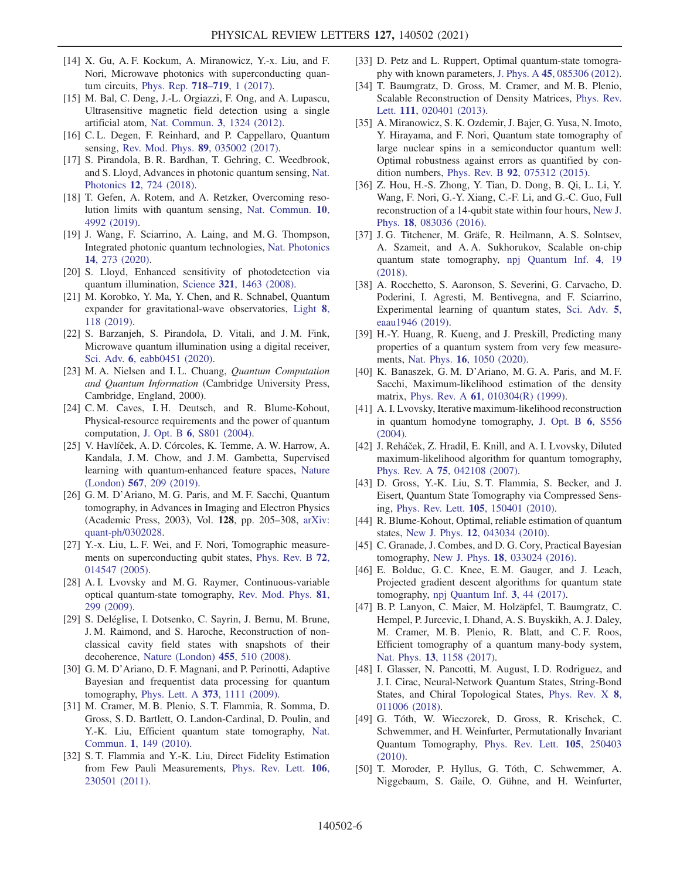[14] X. Gu, A. F. Kockum, A. Miranowicz, Y.-x. Liu, and F. Nori, Microwave photonics with superconducting quantum circuits, Phys. Rep. **718–719**, 1 (2017).

[15] M. Bal, C. Deng, J.-L. Orgiazzi, F. Ong, and A. Lupascu, Ultrasensitive magnetic field detection using a single artificial atom, Nat. Commun. **3**, 1324 (2012).

[16] C. L. Degen, F. Reinhard, and P. Cappellaro, Quantum sensing, Rev. Mod. Phys. **89**, 035002 (2017).

[17] S. Pirandola, B. R. Bardhan, T. Gehring, C. Weedbrook, and S. Lloyd, Advances in photonic quantum sensing, Nat. Photonics **12**, 724 (2018).

[18] T. Gefen, A. Rotem, and A. Retzker, Overcoming resolution limits with quantum sensing, Nat. Commun. **10**, 4992 (2019).

[19] J. Wang, F. Sciarrino, A. Laing, and M. G. Thompson, Integrated photonic quantum technologies, Nat. Photonics **14**, 273 (2020).

[20] S. Lloyd, Enhanced sensitivity of photodetection via quantum illumination, Science **321**, 1463 (2008).

[21] M. Korobko, Y. Ma, Y. Chen, and R. Schnabel, Quantum expander for gravitational-wave observatories, Light **8**, 118 (2019).

[22] S. Barzanjeh, S. Pirandola, D. Vitali, and J. M. Fink, Microwave quantum illumination using a digital receiver, Sci. Adv. **6**, eabb0451 (2020).

[23] M. A. Nielsen and I. L. Chuang, *Quantum Computation and Quantum Information* (Cambridge University Press, Cambridge, England, 2000).

[24] C. M. Caves, I. H. Deutsch, and R. Blume-Kohout, Physical-resource requirements and the power of quantum computation, J. Opt. B **6**, S801 (2004).

[25] V. Havlíček, A. D. Córcoles, K. Temme, A. W. Harrow, A. Kandala, J. M. Chow, and J. M. Gambetta, Supervised learning with quantum-enhanced feature spaces, Nature (London) **567**, 209 (2019).

[26] G. M. D'Ariano, M. G. Paris, and M. F. Sacchi, Quantum tomography, in Advances in Imaging and Electron Physics (Academic Press, 2003), Vol. **128**, pp. 205–308, arXiv: quant-ph/0302028.

[27] Y.-x. Liu, L. F. Wei, and F. Nori, Tomographic measurements on superconducting qubit states, Phys. Rev. B **72**, 014547 (2005).

[28] A. I. Lvovsky and M. G. Raymer, Continuous-variable optical quantum-state tomography, Rev. Mod. Phys. **81**, 299 (2009).

[29] S. Deléglise, I. Dotsenko, C. Sayrin, J. Bernu, M. Brune, J. M. Raimond, and S. Haroche, Reconstruction of non-classical cavity field states with snapshots of their decoherence, Nature (London) **455**, 510 (2008).

[30] G. M. D'Ariano, D. F. Magnani, and P. Perinotti, Adaptive Bayesian and frequentist data processing for quantum tomography, Phys. Lett. A **373**, 1111 (2009).

[31] M. Cramer, M. B. Plenio, S. T. Flammia, R. Somma, D. Gross, S. D. Bartlett, O. Landon-Cardinal, D. Poulin, and Y.-K. Liu, Efficient quantum state tomography, Nat. Commun. **1**, 149 (2010).

[32] S. T. Flammia and Y.-K. Liu, Direct Fidelity Estimation from Few Pauli Measurements, Phys. Rev. Lett. **106**, 230501 (2011).

[33] D. Petz and L. Ruppert, Optimal quantum-state tomography with known parameters, J. Phys. A **45**, 085306 (2012).

[34] T. Baumgratz, D. Gross, M. Cramer, and M. B. Plenio, Scalable Reconstruction of Density Matrices, Phys. Rev. Lett. **111**, 020401 (2013).

[35] A. Miranowicz, S. K. Ozdemir, J. Bajer, G. Yusa, N. Imoto, Y. Hirayama, and F. Nori, Quantum state tomography of large nuclear spins in a semiconductor quantum well: Optimal robustness against errors as quantified by condition numbers, Phys. Rev. B **92**, 075312 (2015).

[36] Z. Hou, H.-S. Zhong, Y. Tian, D. Dong, B. Qi, L. Li, Y. Wang, F. Nori, G.-Y. Xiang, C.-F. Li, and G.-C. Guo, Full reconstruction of a 14-qubit state within four hours, New J. Phys. **18**, 083036 (2016).

[37] J. G. Titchener, M. Gräfe, R. Heilmann, A. S. Solntsev, A. Szameit, and A. A. Sukhorukov, Scalable on-chip quantum state tomography, npj Quantum Inf. **4**, 19 (2018).

[38] A. Rocchetto, S. Aaronson, S. Severini, G. Carvacho, D. Poderini, I. Agresti, M. Bentivegna, and F. Sciarrino, Experimental learning of quantum states, Sci. Adv. **5**, eaau1946 (2019).

[39] H.-Y. Huang, R. Kueng, and J. Preskill, Predicting many properties of a quantum system from very few measurements, Nat. Phys. **16**, 1050 (2020).

[40] K. Banaszek, G. M. D'Ariano, M. G. A. Paris, and M. F. Sacchi, Maximum-likelihood estimation of the density matrix, Phys. Rev. A **61**, 010304(R) (1999).

[41] A. I. Lvovsky, Iterative maximum-likelihood reconstruction in quantum homodyne tomography, J. Opt. B **6**, S556 (2004).

[42] J. Řeháček, Z. Hradil, E. Knill, and A. I. Lvovsky, Diluted maximum-likelihood algorithm for quantum tomography, Phys. Rev. A **75**, 042108 (2007).

[43] D. Gross, Y.-K. Liu, S. T. Flammia, S. Becker, and J. Eisert, Quantum State Tomography via Compressed Sensing, Phys. Rev. Lett. **105**, 150401 (2010).

[44] R. Blume-Kohout, Optimal, reliable estimation of quantum states, New J. Phys. **12**, 043034 (2010).

[45] C. Granade, J. Combes, and D. G. Cory, Practical Bayesian tomography, New J. Phys. **18**, 033024 (2016).

[46] E. Bolduc, G. C. Knee, E. M. Gauger, and J. Leach, Projected gradient descent algorithms for quantum state tomography, npj Quantum Inf. **3**, 44 (2017).

[47] B. P. Lanyon, C. Maier, M. Holzäpfel, T. Baumgratz, C. Hempel, P. Jurcevic, I. Dhand, A. S. Buyskikh, A. J. Daley, M. Cramer, M. B. Plenio, R. Blatt, and C. F. Roos, Efficient tomography of a quantum many-body system, Nat. Phys. **13**, 1158 (2017).

[48] I. Glasser, N. Pancotti, M. August, I. D. Rodriguez, and J. I. Cirac, Neural-Network Quantum States, String-Bond States, and Chiral Topological States, Phys. Rev. X **8**, 011006 (2018).

[49] G. Tóth, W. Wieczorek, D. Gross, R. Krischek, C. Schwemmer, and H. Weinfurter, Permutationally Invariant Quantum Tomography, Phys. Rev. Lett. **105**, 250403 (2010).

[50] T. Moroder, P. Hyllus, G. Tóth, C. Schwemmer, A. Niggebaum, S. Gaile, O. Gühne, and H. Weinfurter,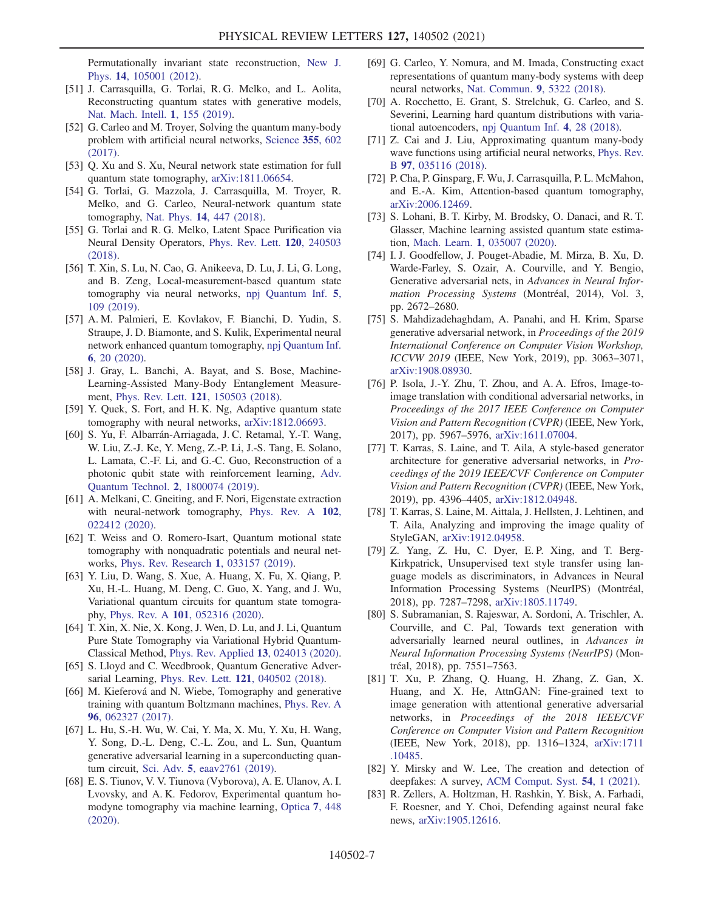Permutationally invariant state reconstruction, New J. Phys. **14**, 105001 (2012).

[51] J. Carrasquilla, G. Torlai, R. G. Melko, and L. Aolita, Reconstructing quantum states with generative models, Nat. Mach. Intell. **1**, 155 (2019).

[52] G. Carleo and M. Troyer, Solving the quantum many-body problem with artificial neural networks, Science **355**, 602 (2017).

[53] Q. Xu and S. Xu, Neural network state estimation for full quantum state tomography, arXiv:1811.06654.

[54] G. Torlai, G. Mazzola, J. Carrasquilla, M. Troyer, R. Melko, and G. Carleo, Neural-network quantum state tomography, Nat. Phys. **14**, 447 (2018).

[55] G. Torlai and R. G. Melko, Latent Space Purification via Neural Density Operators, Phys. Rev. Lett. **120**, 240503 (2018).

[56] T. Xin, S. Lu, N. Cao, G. Anikeeva, D. Lu, J. Li, G. Long, and B. Zeng, Local-measurement-based quantum state tomography via neural networks, npj Quantum Inf. **5**, 109 (2019).

[57] A. M. Palmieri, E. Kovlakov, F. Bianchi, D. Yudin, S. Straupe, J. D. Biamonte, and S. Kulik, Experimental neural network enhanced quantum tomography, npj Quantum Inf. **6**, 20 (2020).

[58] J. Gray, L. Banchi, A. Bayat, and S. Bose, Machine-Learning-Assisted Many-Body Entanglement Measurement, Phys. Rev. Lett. **121**, 150503 (2018).

[59] Y. Quek, S. Fort, and H. K. Ng, Adaptive quantum state tomography with neural networks, arXiv:1812.06693.

[60] S. Yu, F. Albarrán-Arriagada, J. C. Retamal, Y.-T. Wang, W. Liu, Z.-J. Ke, Y. Meng, Z.-P. Li, J.-S. Tang, E. Solano, L. Lamata, C.-F. Li, and G.-C. Guo, Reconstruction of a photonic qubit state with reinforcement learning, Adv. Quantum Technol. **2**, 1800074 (2019).

[61] A. Melkani, C. Gneiting, and F. Nori, Eigenstate extraction with neural-network tomography, Phys. Rev. A **102**, 022412 (2020).

[62] T. Weiss and O. Romero-Isart, Quantum motional state tomography with nonquadratic potentials and neural networks, Phys. Rev. Research **1**, 033157 (2019).

[63] Y. Liu, D. Wang, S. Xue, A. Huang, X. Fu, X. Qiang, P. Xu, H.-L. Huang, M. Deng, C. Guo, X. Yang, and J. Wu, Variational quantum circuits for quantum state tomography, Phys. Rev. A **101**, 052316 (2020).

[64] T. Xin, X. Nie, X. Kong, J. Wen, D. Lu, and J. Li, Quantum Pure State Tomography via Variational Hybrid Quantum-Classical Method, Phys. Rev. Applied **13**, 024013 (2020).

[65] S. Lloyd and C. Weedbrook, Quantum Generative Adversarial Learning, Phys. Rev. Lett. **121**, 040502 (2018).

[66] M. Kieferová and N. Wiebe, Tomography and generative training with quantum Boltzmann machines, Phys. Rev. A **96**, 062327 (2017).

[67] L. Hu, S.-H. Wu, W. Cai, Y. Ma, X. Mu, Y. Xu, H. Wang, Y. Song, D.-L. Deng, C.-L. Zou, and L. Sun, Quantum generative adversarial learning in a superconducting quantum circuit, Sci. Adv. **5**, eaav2761 (2019).

[68] E. S. Tiunov, V. V. Tiunova (Vyborova), A. E. Ulanov, A. I. Lvovsky, and A. K. Fedorov, Experimental quantum homodyne tomography via machine learning, Optica **7**, 448 (2020).

[69] G. Carleo, Y. Nomura, and M. Imada, Constructing exact representations of quantum many-body systems with deep neural networks, Nat. Commun. **9**, 5322 (2018).

[70] A. Rocchetto, E. Grant, S. Strelchuk, G. Carleo, and S. Severini, Learning hard quantum distributions with variational autoencoders, npj Quantum Inf. **4**, 28 (2018).

[71] Z. Cai and J. Liu, Approximating quantum many-body wave functions using artificial neural networks, Phys. Rev. B **97**, 035116 (2018).

[72] P. Cha, P. Ginsparg, F. Wu, J. Carrasquilla, P. L. McMahon, and E.-A. Kim, Attention-based quantum tomography, arXiv:2006.12469.

[73] S. Lohani, B. T. Kirby, M. Brodsky, O. Danaci, and R. T. Glasser, Machine learning assisted quantum state estimation, Mach. Learn. **1**, 035007 (2020).

[74] I. J. Goodfellow, J. Pouget-Abadie, M. Mirza, B. Xu, D. Warde-Farley, S. Ozair, A. Courville, and Y. Bengio, Generative adversarial nets, in *Advances in Neural Information Processing Systems* (Montréal, 2014), Vol. 3, pp. 2672–2680.

[75] S. Mahdizadehaghdam, A. Panahi, and H. Krim, Sparse generative adversarial network, in *Proceedings of the 2019 International Conference on Computer Vision Workshop, ICCVW 2019* (IEEE, New York, 2019), pp. 3063–3071, arXiv:1908.08930.

[76] P. Isola, J.-Y. Zhu, T. Zhou, and A. A. Efros, Image-to-image translation with conditional adversarial networks, in *Proceedings of the 2017 IEEE Conference on Computer Vision and Pattern Recognition (CVPR)* (IEEE, New York, 2017), pp. 5967–5976, arXiv:1611.07004.

[77] T. Karras, S. Laine, and T. Aila, A style-based generator architecture for generative adversarial networks, in *Proceedings of the 2019 IEEE/CVF Conference on Computer Vision and Pattern Recognition (CVPR)* (IEEE, New York, 2019), pp. 4396–4405, arXiv:1812.04948.

[78] T. Karras, S. Laine, M. Aittala, J. Hellsten, J. Lehtinen, and T. Aila, Analyzing and improving the image quality of StyleGAN, arXiv:1912.04958.

[79] Z. Yang, Z. Hu, C. Dyer, E. P. Xing, and T. Berg-Kirkpatrick, Unsupervised text style transfer using language models as discriminators, in Advances in Neural Information Processing Systems (NeurIPS) (Montréal, 2018), pp. 7287–7298, arXiv:1805.11749.

[80] S. Subramanian, S. Rajeswar, A. Sordoni, A. Trischler, A. Courville, and C. Pal, Towards text generation with adversarially learned neural outlines, in *Advances in Neural Information Processing Systems (NeurIPS)* (Montréal, 2018), pp. 7551–7563.

[81] T. Xu, P. Zhang, Q. Huang, H. Zhang, Z. Gan, X. Huang, and X. He, AttnGAN: Fine-grained text to image generation with attentional generative adversarial networks, in *Proceedings of the 2018 IEEE/CVF Conference on Computer Vision and Pattern Recognition* (IEEE, New York, 2018), pp. 1316–1324, arXiv:1711.10485.

[82] Y. Mirsky and W. Lee, The creation and detection of deepfakes: A survey, ACM Comput. Syst. **54**, 1 (2021).

[83] R. Zellers, A. Holtzman, H. Rashkin, Y. Bisk, A. Farhadi, F. Roesner, and Y. Choi, Defending against neural fake news, arXiv:1905.12616.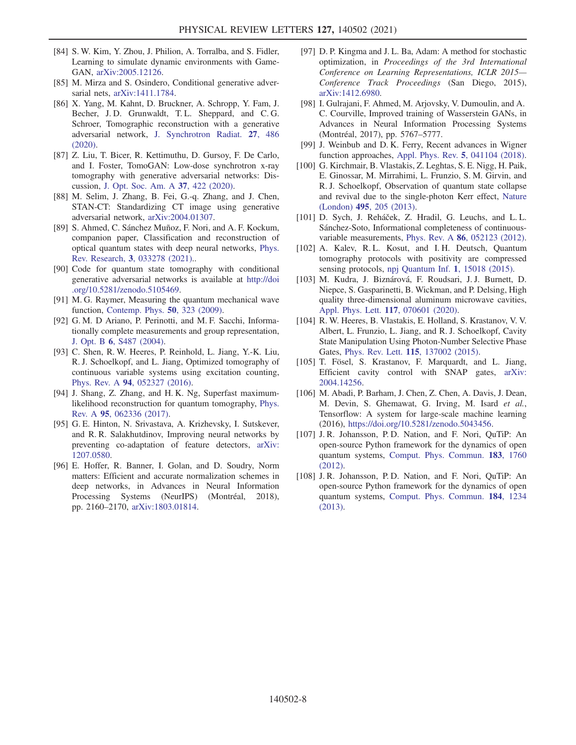[84] S. W. Kim, Y. Zhou, J. Philion, A. Torralba, and S. Fidler, Learning to simulate dynamic environments with GameGAN, arXiv:2005.12126.

[85] M. Mirza and S. Osindero, Conditional generative adversarial nets, arXiv:1411.1784.

[86] X. Yang, M. Kahnt, D. Bruckner, A. Schropp, Y. Fam, J. Becher, J. D. Grunwaldt, T. L. Sheppard, and C. G. Schroer, Tomographic reconstruction with a generative adversarial network, J. Synchrotron Radiat. **27**, 486 (2020).

[87] Z. Liu, T. Bicer, R. Kettimuthu, D. Gursoy, F. De Carlo, and I. Foster, TomoGAN: Low-dose synchrotron x-ray tomography with generative adversarial networks: Discussion, J. Opt. Soc. Am. A **37**, 422 (2020).

[88] M. Selim, J. Zhang, B. Fei, G.-q. Zhang, and J. Chen, STAN-CT: Standardizing CT image using generative adversarial network, arXiv:2004.01307.

[89] S. Ahmed, C. Sánchez Muñoz, F. Nori, and A. F. Kockum, companion paper, Classification and reconstruction of optical quantum states with deep neural networks, Phys. Rev. Research, **3**, 033278 (2021)..

[90] Code for quantum state tomography with conditional generative adversarial networks is available at http://doi.org/10.5281/zenodo.5105469.

[91] M. G. Raymer, Measuring the quantum mechanical wave function, Contemp. Phys. **50**, 323 (2009).

[92] G. M. D Ariano, P. Perinotti, and M. F. Sacchi, Informationally complete measurements and group representation, J. Opt. B **6**, S487 (2004).

[93] C. Shen, R. W. Heeres, P. Reinhold, L. Jiang, Y.-K. Liu, R. J. Schoelkopf, and L. Jiang, Optimized tomography of continuous variable systems using excitation counting, Phys. Rev. A **94**, 052327 (2016).

[94] J. Shang, Z. Zhang, and H. K. Ng, Superfast maximum-likelihood reconstruction for quantum tomography, Phys. Rev. A **95**, 062336 (2017).

[95] G. E. Hinton, N. Srivastava, A. Krizhevsky, I. Sutskever, and R. R. Salakhutdinov, Improving neural networks by preventing co-adaptation of feature detectors, arXiv:1207.0580.

[96] E. Hoffer, R. Banner, I. Golan, and D. Soudry, Norm matters: Efficient and accurate normalization schemes in deep networks, in Advances in Neural Information Processing Systems (NeurIPS) (Montréal, 2018), pp. 2160–2170, arXiv:1803.01814.

[97] D. P. Kingma and J. L. Ba, Adam: A method for stochastic optimization, in *Proceedings of the 3rd International Conference on Learning Representations, ICLR 2015—Conference Track Proceedings* (San Diego, 2015), arXiv:1412.6980.

[98] I. Gulrajani, F. Ahmed, M. Arjovsky, V. Dumoulin, and A. C. Courville, Improved training of Wasserstein GANs, in Advances in Neural Information Processing Systems (Montréal, 2017), pp. 5767–5777.

[99] J. Weinbub and D. K. Ferry, Recent advances in Wigner function approaches, Appl. Phys. Rev. **5**, 041104 (2018).

[100] G. Kirchmair, B. Vlastakis, Z. Leghtas, S. E. Nigg, H. Paik, E. Ginossar, M. Mirrahimi, L. Frunzio, S. M. Girvin, and R. J. Schoelkopf, Observation of quantum state collapse and revival due to the single-photon Kerr effect, Nature (London) **495**, 205 (2013).

[101] D. Sych, J. Řeháček, Z. Hradil, G. Leuchs, and L. L. Sánchez-Soto, Informational completeness of continuous-variable measurements, Phys. Rev. A **86**, 052123 (2012).

[102] A. Kalev, R. L. Kosut, and I. H. Deutsch, Quantum tomography protocols with positivity are compressed sensing protocols, npj Quantum Inf. **1**, 15018 (2015).

[103] M. Kudra, J. Biznárová, F. Roudsari, J. J. Burnett, D. Niepce, S. Gasparinetti, B. Wickman, and P. Delsing, High quality three-dimensional aluminum microwave cavities, Appl. Phys. Lett. **117**, 070601 (2020).

[104] R. W. Heeres, B. Vlastakis, E. Holland, S. Krastanov, V. V. Albert, L. Frunzio, L. Jiang, and R. J. Schoelkopf, Cavity State Manipulation Using Photon-Number Selective Phase Gates, Phys. Rev. Lett. **115**, 137002 (2015).

[105] T. Fösel, S. Krastanov, F. Marquardt, and L. Jiang, Efficient cavity control with SNAP gates, arXiv:2004.14256.

[106] M. Abadi, P. Barham, J. Chen, Z. Chen, A. Davis, J. Dean, M. Devin, S. Ghemawat, G. Irving, M. Isard *et al.*, Tensorflow: A system for large-scale machine learning (2016), https://doi.org/10.5281/zenodo.5043456.

[107] J. R. Johansson, P. D. Nation, and F. Nori, QuTiP: An open-source Python framework for the dynamics of open quantum systems, Comput. Phys. Commun. **183**, 1760 (2012).

[108] J. R. Johansson, P. D. Nation, and F. Nori, QuTiP: An open-source Python framework for the dynamics of open quantum systems, Comput. Phys. Commun. **184**, 1234 (2013).